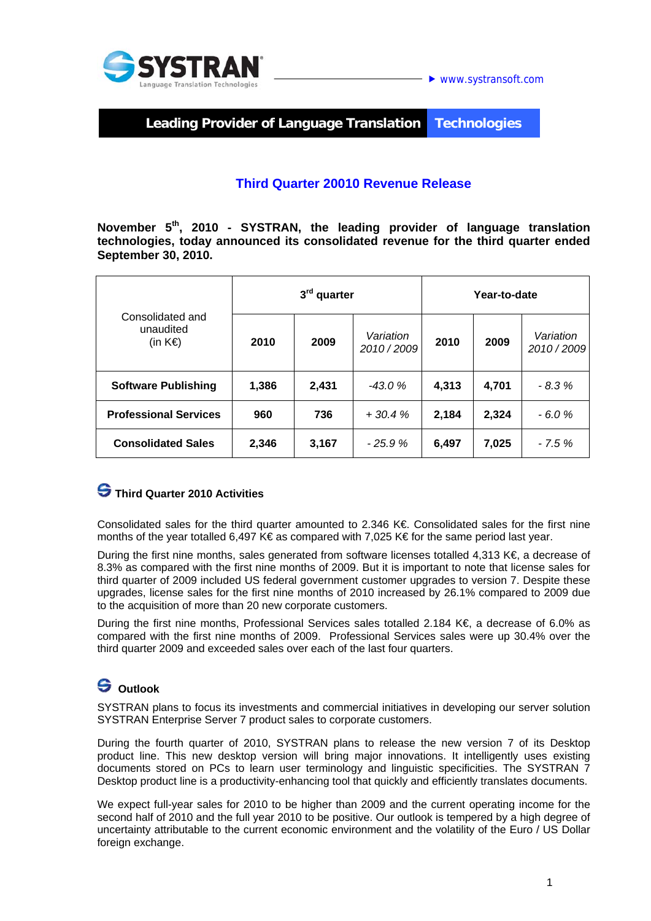SYSTRAN
Language Translation Technologies

www.systransoft.com

**Leading Provider of Language Translation Technologies**

## Third Quarter 20010 Revenue Release

**November 5th, 2010 - SYSTRAN, the leading provider of language translation technologies, today announced its consolidated revenue for the third quarter ended September 30, 2010.**

| Consolidated and unaudited (in K€) | 3rd quarter | | | Year-to-date | | |
|---|---|---|---|---|---|---|
| | **2010** | **2009** | *Variation 2010 / 2009* | **2010** | **2009** | *Variation 2010 / 2009* |
| **Software Publishing** | **1,386** | **2,431** | *-43.0 %* | **4,313** | **4,701** | *- 8.3 %* |
| **Professional Services** | **960** | **736** | *+ 30.4 %* | **2,184** | **2,324** | *- 6.0 %* |
| **Consolidated Sales** | **2,346** | **3,167** | *- 25.9 %* | **6,497** | **7,025** | *- 7.5 %* |

### Third Quarter 2010 Activities

Consolidated sales for the third quarter amounted to 2.346 K€. Consolidated sales for the first nine months of the year totalled 6,497 K€ as compared with 7,025 K€ for the same period last year.

During the first nine months, sales generated from software licenses totalled 4,313 K€, a decrease of 8.3% as compared with the first nine months of 2009. But it is important to note that license sales for third quarter of 2009 included US federal government customer upgrades to version 7. Despite these upgrades, license sales for the first nine months of 2010 increased by 26.1% compared to 2009 due to the acquisition of more than 20 new corporate customers.

During the first nine months, Professional Services sales totalled 2.184 K€, a decrease of 6.0% as compared with the first nine months of 2009. Professional Services sales were up 30.4% over the third quarter 2009 and exceeded sales over each of the last four quarters.

### Outlook

SYSTRAN plans to focus its investments and commercial initiatives in developing our server solution SYSTRAN Enterprise Server 7 product sales to corporate customers.

During the fourth quarter of 2010, SYSTRAN plans to release the new version 7 of its Desktop product line. This new desktop version will bring major innovations. It intelligently uses existing documents stored on PCs to learn user terminology and linguistic specificities. The SYSTRAN 7 Desktop product line is a productivity-enhancing tool that quickly and efficiently translates documents.

We expect full-year sales for 2010 to be higher than 2009 and the current operating income for the second half of 2010 and the full year 2010 to be positive. Our outlook is tempered by a high degree of uncertainty attributable to the current economic environment and the volatility of the Euro / US Dollar foreign exchange.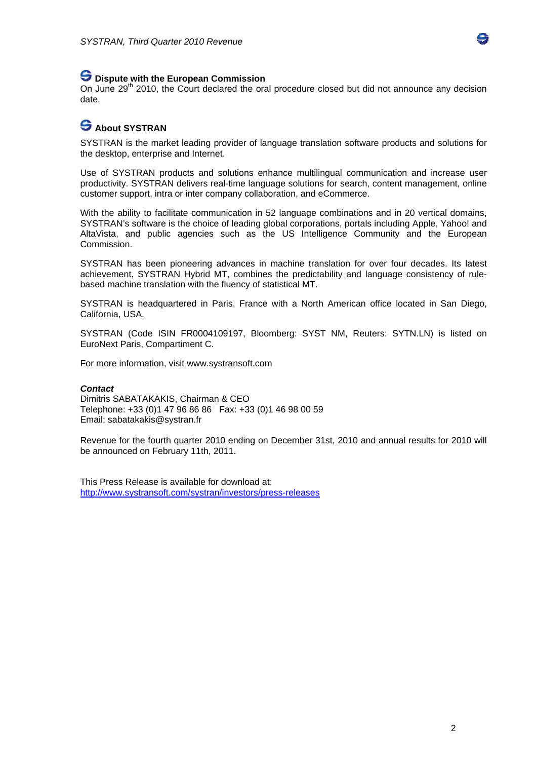## Dispute with the European Commission

On June 29th 2010, the Court declared the oral procedure closed but did not announce any decision date.

## About SYSTRAN

SYSTRAN is the market leading provider of language translation software products and solutions for the desktop, enterprise and Internet.

Use of SYSTRAN products and solutions enhance multilingual communication and increase user productivity. SYSTRAN delivers real-time language solutions for search, content management, online customer support, intra or inter company collaboration, and eCommerce.

With the ability to facilitate communication in 52 language combinations and in 20 vertical domains, SYSTRAN's software is the choice of leading global corporations, portals including Apple, Yahoo! and AltaVista, and public agencies such as the US Intelligence Community and the European Commission.

SYSTRAN has been pioneering advances in machine translation for over four decades. Its latest achievement, SYSTRAN Hybrid MT, combines the predictability and language consistency of rule-based machine translation with the fluency of statistical MT.

SYSTRAN is headquartered in Paris, France with a North American office located in San Diego, California, USA.

SYSTRAN (Code ISIN FR0004109197, Bloomberg: SYST NM, Reuters: SYTN.LN) is listed on EuroNext Paris, Compartiment C.

For more information, visit www.systransoft.com

***Contact***
Dimitris SABATAKAKIS, Chairman & CEO
Telephone: +33 (0)1 47 96 86 86  Fax: +33 (0)1 46 98 00 59
Email: sabatakakis@systran.fr

Revenue for the fourth quarter 2010 ending on December 31st, 2010 and annual results for 2010 will be announced on February 11th, 2011.

This Press Release is available for download at:
http://www.systransoft.com/systran/investors/press-releases